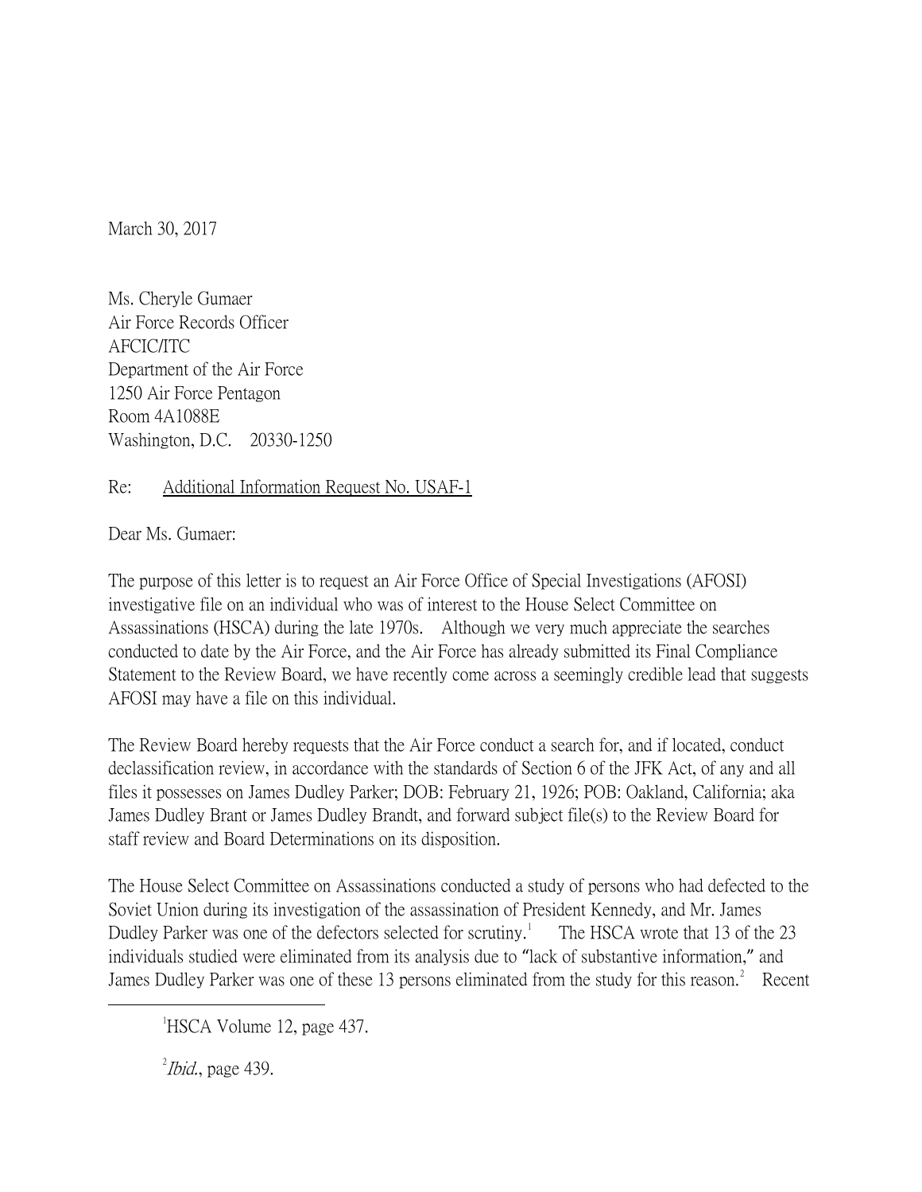March 30, 2017

Ms. Cheryle Gumaer  
Air Force Records Officer  
AFCIC/ITC  
Department of the Air Force  
1250 Air Force Pentagon  
Room 4A1088E  
Washington, D.C. 20330-1250

Re: Additional Information Request No. USAF-1

Dear Ms. Gumaer:

The purpose of this letter is to request an Air Force Office of Special Investigations (AFOSI) investigative file on an individual who was of interest to the House Select Committee on Assassinations (HSCA) during the late 1970s. Although we very much appreciate the searches conducted to date by the Air Force, and the Air Force has already submitted its Final Compliance Statement to the Review Board, we have recently come across a seemingly credible lead that suggests AFOSI may have a file on this individual.

The Review Board hereby requests that the Air Force conduct a search for, and if located, conduct declassification review, in accordance with the standards of Section 6 of the JFK Act, of any and all files it possesses on James Dudley Parker; DOB: February 21, 1926; POB: Oakland, California; aka James Dudley Brant or James Dudley Brandt, and forward subject file(s) to the Review Board for staff review and Board Determinations on its disposition.

The House Select Committee on Assassinations conducted a study of persons who had defected to the Soviet Union during its investigation of the assassination of President Kennedy, and Mr. James Dudley Parker was one of the defectors selected for scrutiny.[1] The HSCA wrote that 13 of the 23 individuals studied were eliminated from its analysis due to "lack of substantive information," and James Dudley Parker was one of these 13 persons eliminated from the study for this reason.[2] Recent

---

[1] HSCA Volume 12, page 437.

[2] *Ibid.*, page 439.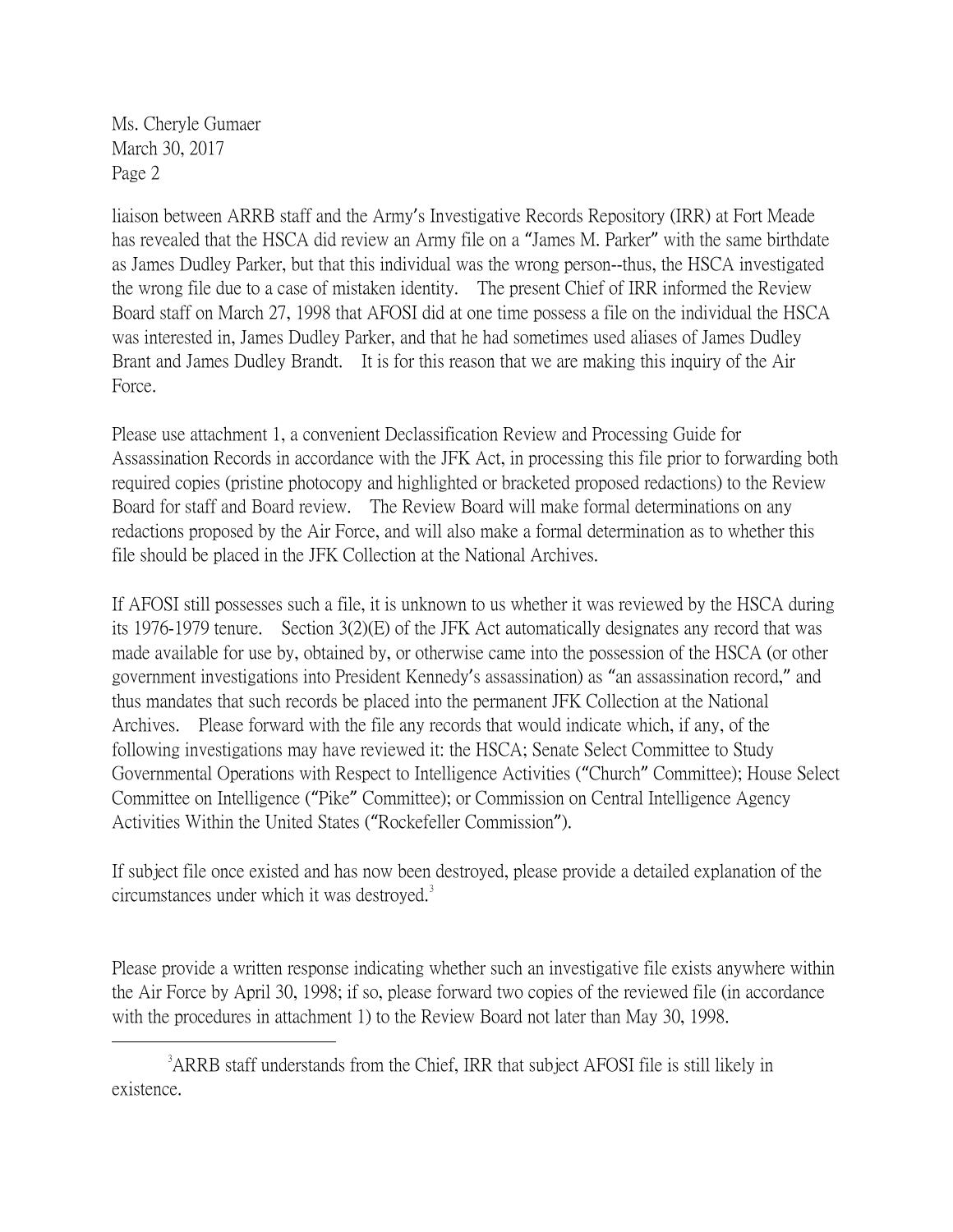liaison between ARRB staff and the Army's Investigative Records Repository (IRR) at Fort Meade has revealed that the HSCA did review an Army file on a "James M. Parker" with the same birthdate as James Dudley Parker, but that this individual was the wrong person--thus, the HSCA investigated the wrong file due to a case of mistaken identity. The present Chief of IRR informed the Review Board staff on March 27, 1998 that AFOSI did at one time possess a file on the individual the HSCA was interested in, James Dudley Parker, and that he had sometimes used aliases of James Dudley Brant and James Dudley Brandt. It is for this reason that we are making this inquiry of the Air Force.

Please use attachment 1, a convenient Declassification Review and Processing Guide for Assassination Records in accordance with the JFK Act, in processing this file prior to forwarding both required copies (pristine photocopy and highlighted or bracketed proposed redactions) to the Review Board for staff and Board review. The Review Board will make formal determinations on any redactions proposed by the Air Force, and will also make a formal determination as to whether this file should be placed in the JFK Collection at the National Archives.

If AFOSI still possesses such a file, it is unknown to us whether it was reviewed by the HSCA during its 1976-1979 tenure. Section 3(2)(E) of the JFK Act automatically designates any record that was made available for use by, obtained by, or otherwise came into the possession of the HSCA (or other government investigations into President Kennedy's assassination) as "an assassination record," and thus mandates that such records be placed into the permanent JFK Collection at the National Archives. Please forward with the file any records that would indicate which, if any, of the following investigations may have reviewed it: the HSCA; Senate Select Committee to Study Governmental Operations with Respect to Intelligence Activities ("Church" Committee); House Select Committee on Intelligence ("Pike" Committee); or Commission on Central Intelligence Agency Activities Within the United States ("Rockefeller Commission").

If subject file once existed and has now been destroyed, please provide a detailed explanation of the circumstances under which it was destroyed.[3]

Please provide a written response indicating whether such an investigative file exists anywhere within the Air Force by April 30, 1998; if so, please forward two copies of the reviewed file (in accordance with the procedures in attachment 1) to the Review Board not later than May 30, 1998.

---

[3] ARRB staff understands from the Chief, IRR that subject AFOSI file is still likely in existence.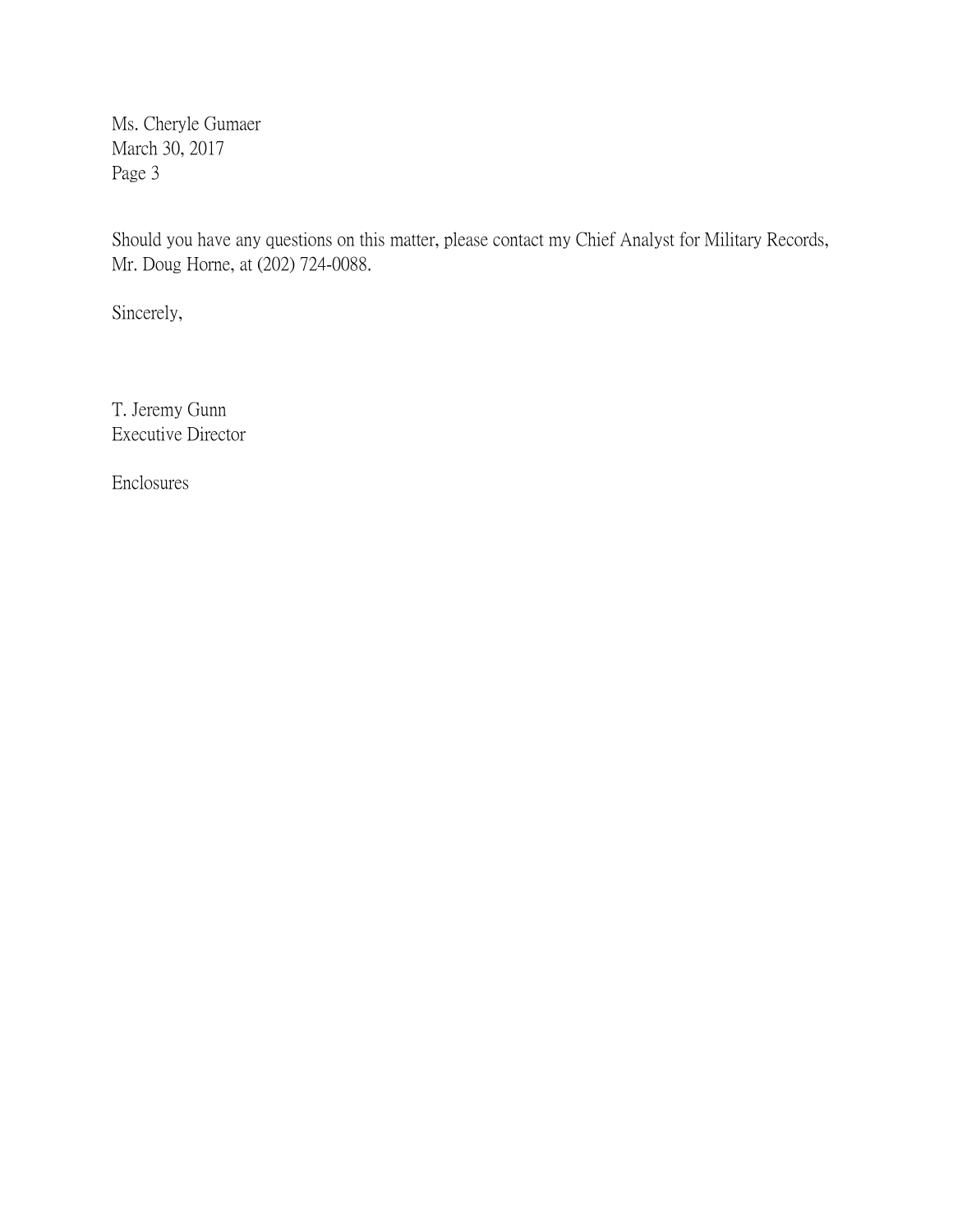Ms. Cheryle Gumaer
March 30, 2017
Page 3

Should you have any questions on this matter, please contact my Chief Analyst for Military Records, Mr. Doug Horne, at (202) 724-0088.

Sincerely,

T. Jeremy Gunn
Executive Director

Enclosures